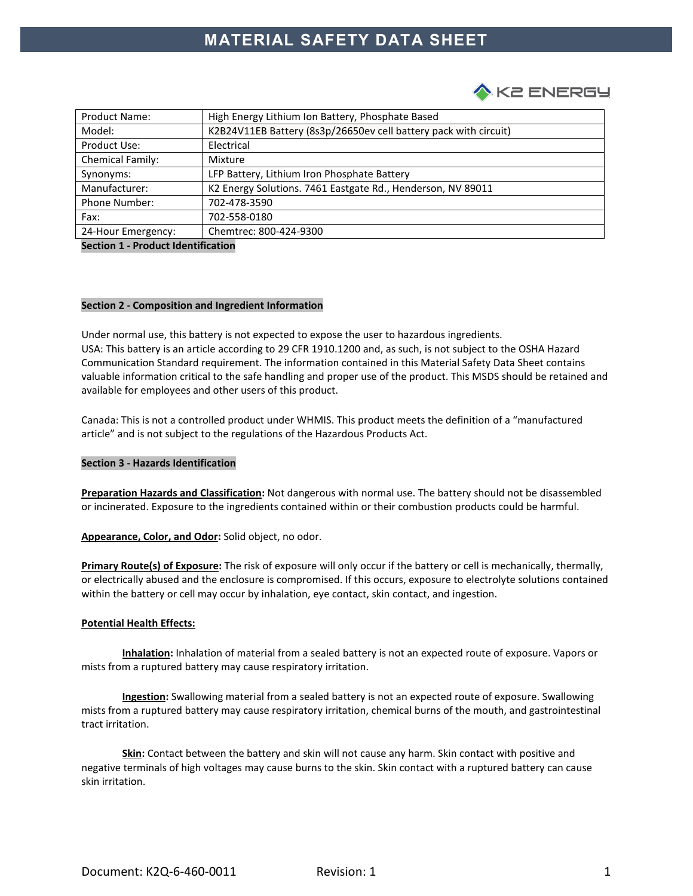# MATERIAL SAFETY DATA SHEET

K2 ENERGY

| Product Name: | High Energy Lithium Ion Battery, Phosphate Based |
|---|---|
| Model: | K2B24V11EB Battery (8s3p/26650ev cell battery pack with circuit) |
| Product Use: | Electrical |
| Chemical Family: | Mixture |
| Synonyms: | LFP Battery, Lithium Iron Phosphate Battery |
| Manufacturer: | K2 Energy Solutions. 7461 Eastgate Rd., Henderson, NV 89011 |
| Phone Number: | 702-478-3590 |
| Fax: | 702-558-0180 |
| 24-Hour Emergency: | Chemtrec: 800-424-9300 |

## Section 1 - Product Identification

## Section 2 - Composition and Ingredient Information

Under normal use, this battery is not expected to expose the user to hazardous ingredients.
USA: This battery is an article according to 29 CFR 1910.1200 and, as such, is not subject to the OSHA Hazard Communication Standard requirement. The information contained in this Material Safety Data Sheet contains valuable information critical to the safe handling and proper use of the product. This MSDS should be retained and available for employees and other users of this product.

Canada: This is not a controlled product under WHMIS. This product meets the definition of a "manufactured article" and is not subject to the regulations of the Hazardous Products Act.

## Section 3 - Hazards Identification

**Preparation Hazards and Classification:** Not dangerous with normal use. The battery should not be disassembled or incinerated. Exposure to the ingredients contained within or their combustion products could be harmful.

**Appearance, Color, and Odor:** Solid object, no odor.

**Primary Route(s) of Exposure:** The risk of exposure will only occur if the battery or cell is mechanically, thermally, or electrically abused and the enclosure is compromised. If this occurs, exposure to electrolyte solutions contained within the battery or cell may occur by inhalation, eye contact, skin contact, and ingestion.

**Potential Health Effects:**

**Inhalation:** Inhalation of material from a sealed battery is not an expected route of exposure. Vapors or mists from a ruptured battery may cause respiratory irritation.

**Ingestion:** Swallowing material from a sealed battery is not an expected route of exposure. Swallowing mists from a ruptured battery may cause respiratory irritation, chemical burns of the mouth, and gastrointestinal tract irritation.

**Skin:** Contact between the battery and skin will not cause any harm. Skin contact with positive and negative terminals of high voltages may cause burns to the skin. Skin contact with a ruptured battery can cause skin irritation.

Document: K2Q-6-460-0011 Revision: 1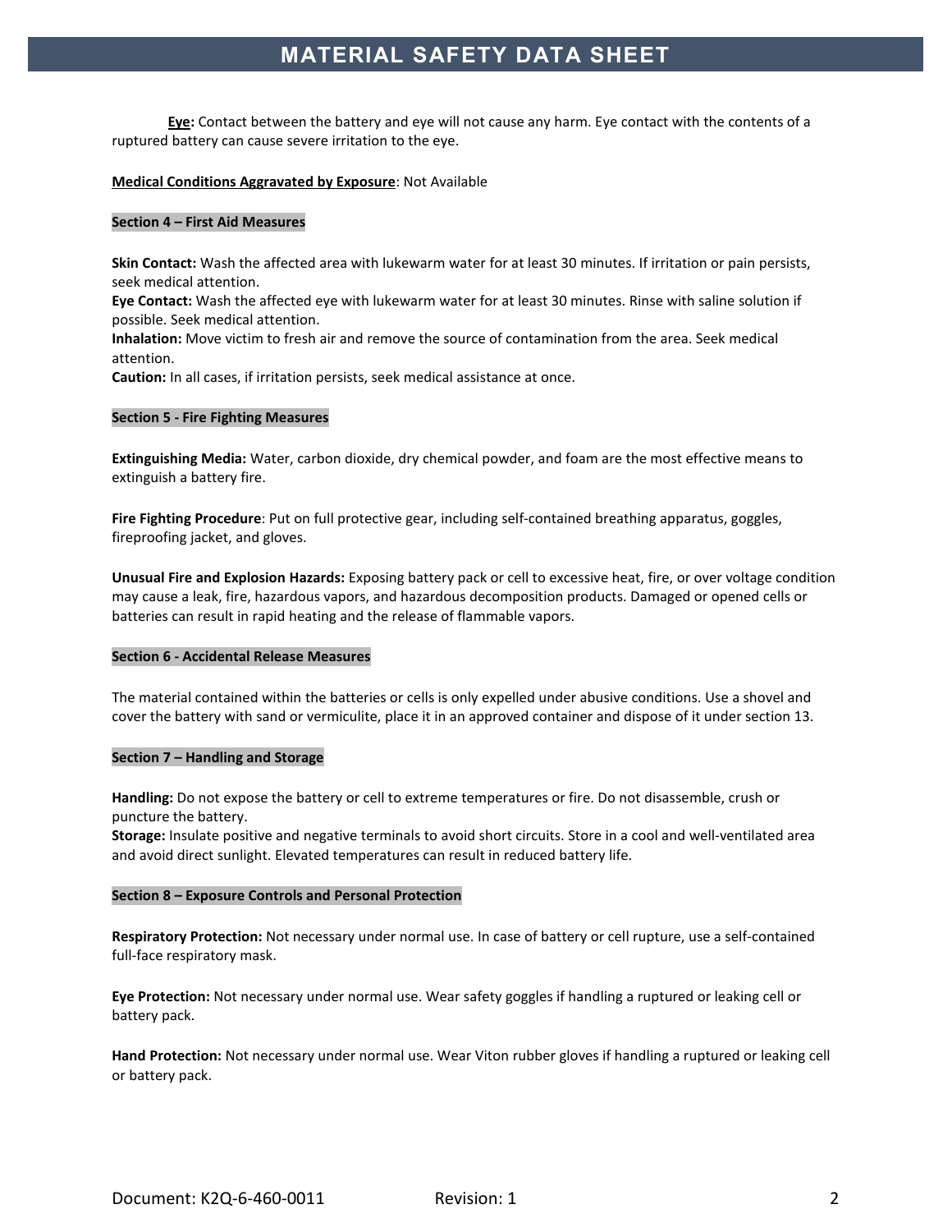**Eye:** Contact between the battery and eye will not cause any harm. Eye contact with the contents of a ruptured battery can cause severe irritation to the eye.

**Medical Conditions Aggravated by Exposure**: Not Available

## Section 4 – First Aid Measures

**Skin Contact:** Wash the affected area with lukewarm water for at least 30 minutes. If irritation or pain persists, seek medical attention.
**Eye Contact:** Wash the affected eye with lukewarm water for at least 30 minutes. Rinse with saline solution if possible. Seek medical attention.
**Inhalation:** Move victim to fresh air and remove the source of contamination from the area. Seek medical attention.
**Caution:** In all cases, if irritation persists, seek medical assistance at once.

## Section 5 - Fire Fighting Measures

**Extinguishing Media:** Water, carbon dioxide, dry chemical powder, and foam are the most effective means to extinguish a battery fire.

**Fire Fighting Procedure**: Put on full protective gear, including self-contained breathing apparatus, goggles, fireproofing jacket, and gloves.

**Unusual Fire and Explosion Hazards:** Exposing battery pack or cell to excessive heat, fire, or over voltage condition may cause a leak, fire, hazardous vapors, and hazardous decomposition products. Damaged or opened cells or batteries can result in rapid heating and the release of flammable vapors.

## Section 6 - Accidental Release Measures

The material contained within the batteries or cells is only expelled under abusive conditions. Use a shovel and cover the battery with sand or vermiculite, place it in an approved container and dispose of it under section 13.

## Section 7 – Handling and Storage

**Handling:** Do not expose the battery or cell to extreme temperatures or fire. Do not disassemble, crush or puncture the battery.
**Storage:** Insulate positive and negative terminals to avoid short circuits. Store in a cool and well-ventilated area and avoid direct sunlight. Elevated temperatures can result in reduced battery life.

## Section 8 – Exposure Controls and Personal Protection

**Respiratory Protection:** Not necessary under normal use. In case of battery or cell rupture, use a self-contained full-face respiratory mask.

**Eye Protection:** Not necessary under normal use. Wear safety goggles if handling a ruptured or leaking cell or battery pack.

**Hand Protection:** Not necessary under normal use. Wear Viton rubber gloves if handling a ruptured or leaking cell or battery pack.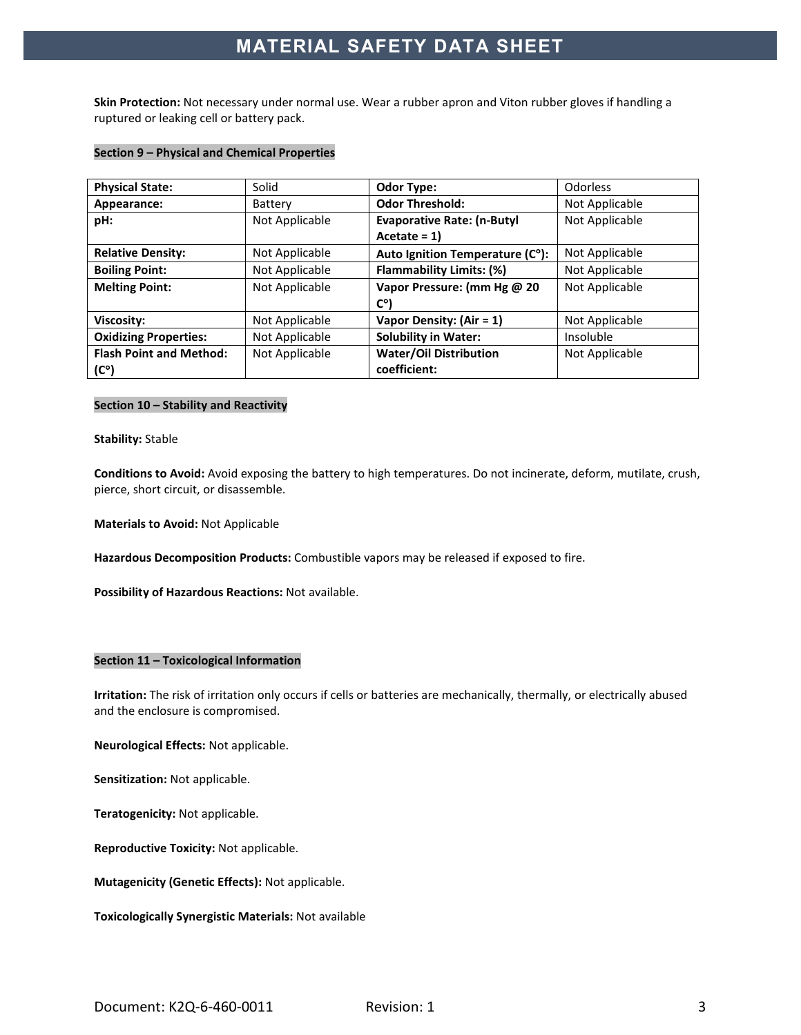**Skin Protection:** Not necessary under normal use. Wear a rubber apron and Viton rubber gloves if handling a ruptured or leaking cell or battery pack.

## Section 9 – Physical and Chemical Properties

| **Physical State:** | Solid | **Odor Type:** | Odorless |
|---|---|---|---|
| **Appearance:** | Battery | **Odor Threshold:** | Not Applicable |
| **pH:** | Not Applicable | **Evaporative Rate: (n-Butyl Acetate = 1)** | Not Applicable |
| **Relative Density:** | Not Applicable | **Auto Ignition Temperature (C°):** | Not Applicable |
| **Boiling Point:** | Not Applicable | **Flammability Limits: (%)** | Not Applicable |
| **Melting Point:** | Not Applicable | **Vapor Pressure: (mm Hg @ 20 C°)** | Not Applicable |
| **Viscosity:** | Not Applicable | **Vapor Density: (Air = 1)** | Not Applicable |
| **Oxidizing Properties:** | Not Applicable | **Solubility in Water:** | Insoluble |
| **Flash Point and Method: (C°)** | Not Applicable | **Water/Oil Distribution coefficient:** | Not Applicable |

## Section 10 – Stability and Reactivity

**Stability:** Stable

**Conditions to Avoid:** Avoid exposing the battery to high temperatures. Do not incinerate, deform, mutilate, crush, pierce, short circuit, or disassemble.

**Materials to Avoid:** Not Applicable

**Hazardous Decomposition Products:** Combustible vapors may be released if exposed to fire.

**Possibility of Hazardous Reactions:** Not available.

## Section 11 – Toxicological Information

**Irritation:** The risk of irritation only occurs if cells or batteries are mechanically, thermally, or electrically abused and the enclosure is compromised.

**Neurological Effects:** Not applicable.

**Sensitization:** Not applicable.

**Teratogenicity:** Not applicable.

**Reproductive Toxicity:** Not applicable.

**Mutagenicity (Genetic Effects):** Not applicable.

**Toxicologically Synergistic Materials:** Not available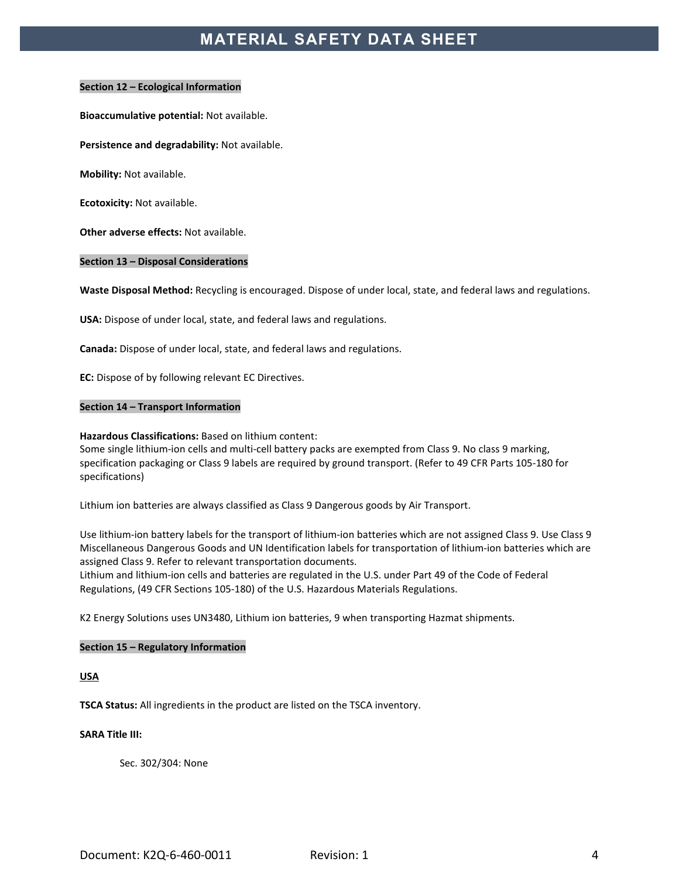## Section 12 – Ecological Information

**Bioaccumulative potential:** Not available.

**Persistence and degradability:** Not available.

**Mobility:** Not available.

**Ecotoxicity:** Not available.

**Other adverse effects:** Not available.

## Section 13 – Disposal Considerations

**Waste Disposal Method:** Recycling is encouraged. Dispose of under local, state, and federal laws and regulations.

**USA:** Dispose of under local, state, and federal laws and regulations.

**Canada:** Dispose of under local, state, and federal laws and regulations.

**EC:** Dispose of by following relevant EC Directives.

## Section 14 – Transport Information

**Hazardous Classifications:** Based on lithium content:
Some single lithium-ion cells and multi-cell battery packs are exempted from Class 9. No class 9 marking, specification packaging or Class 9 labels are required by ground transport. (Refer to 49 CFR Parts 105-180 for specifications)

Lithium ion batteries are always classified as Class 9 Dangerous goods by Air Transport.

Use lithium-ion battery labels for the transport of lithium-ion batteries which are not assigned Class 9. Use Class 9 Miscellaneous Dangerous Goods and UN Identification labels for transportation of lithium-ion batteries which are assigned Class 9. Refer to relevant transportation documents.
Lithium and lithium-ion cells and batteries are regulated in the U.S. under Part 49 of the Code of Federal Regulations, (49 CFR Sections 105-180) of the U.S. Hazardous Materials Regulations.

K2 Energy Solutions uses UN3480, Lithium ion batteries, 9 when transporting Hazmat shipments.

## Section 15 – Regulatory Information

**USA**

**TSCA Status:** All ingredients in the product are listed on the TSCA inventory.

**SARA Title III:**

Sec. 302/304: None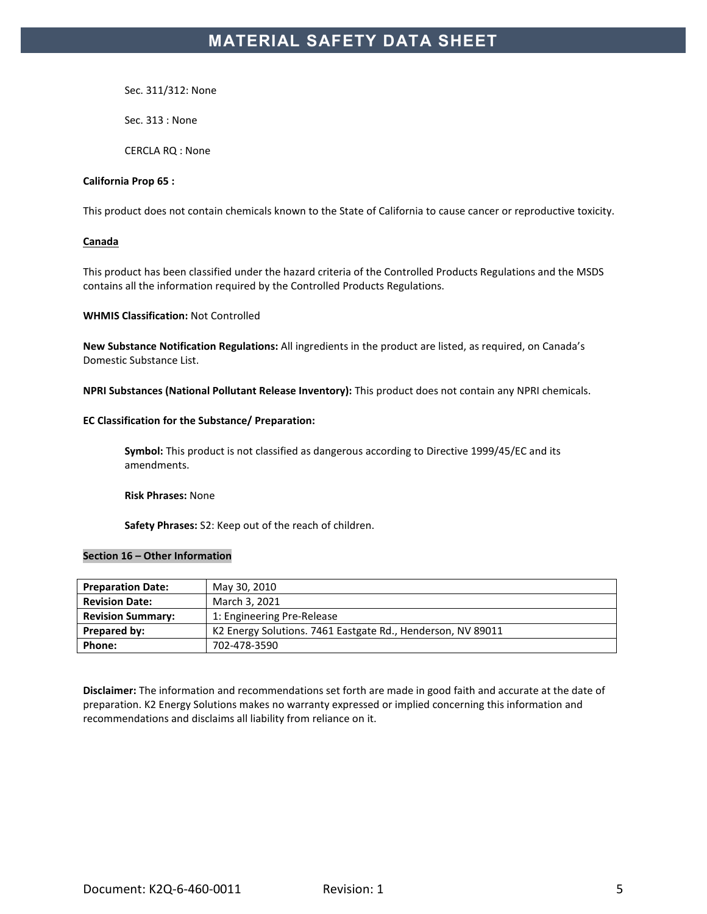Sec. 311/312: None

Sec. 313 : None

CERCLA RQ : None

**California Prop 65 :**

This product does not contain chemicals known to the State of California to cause cancer or reproductive toxicity.

**Canada**

This product has been classified under the hazard criteria of the Controlled Products Regulations and the MSDS contains all the information required by the Controlled Products Regulations.

**WHMIS Classification:** Not Controlled

**New Substance Notification Regulations:** All ingredients in the product are listed, as required, on Canada's Domestic Substance List.

**NPRI Substances (National Pollutant Release Inventory):** This product does not contain any NPRI chemicals.

**EC Classification for the Substance/ Preparation:**

**Symbol:** This product is not classified as dangerous according to Directive 1999/45/EC and its amendments.

**Risk Phrases:** None

**Safety Phrases:** S2: Keep out of the reach of children.

## Section 16 – Other Information

| | |
|---|---|
| **Preparation Date:** | May 30, 2010 |
| **Revision Date:** | March 3, 2021 |
| **Revision Summary:** | 1: Engineering Pre-Release |
| **Prepared by:** | K2 Energy Solutions. 7461 Eastgate Rd., Henderson, NV 89011 |
| **Phone:** | 702-478-3590 |

**Disclaimer:** The information and recommendations set forth are made in good faith and accurate at the date of preparation. K2 Energy Solutions makes no warranty expressed or implied concerning this information and recommendations and disclaims all liability from reliance on it.